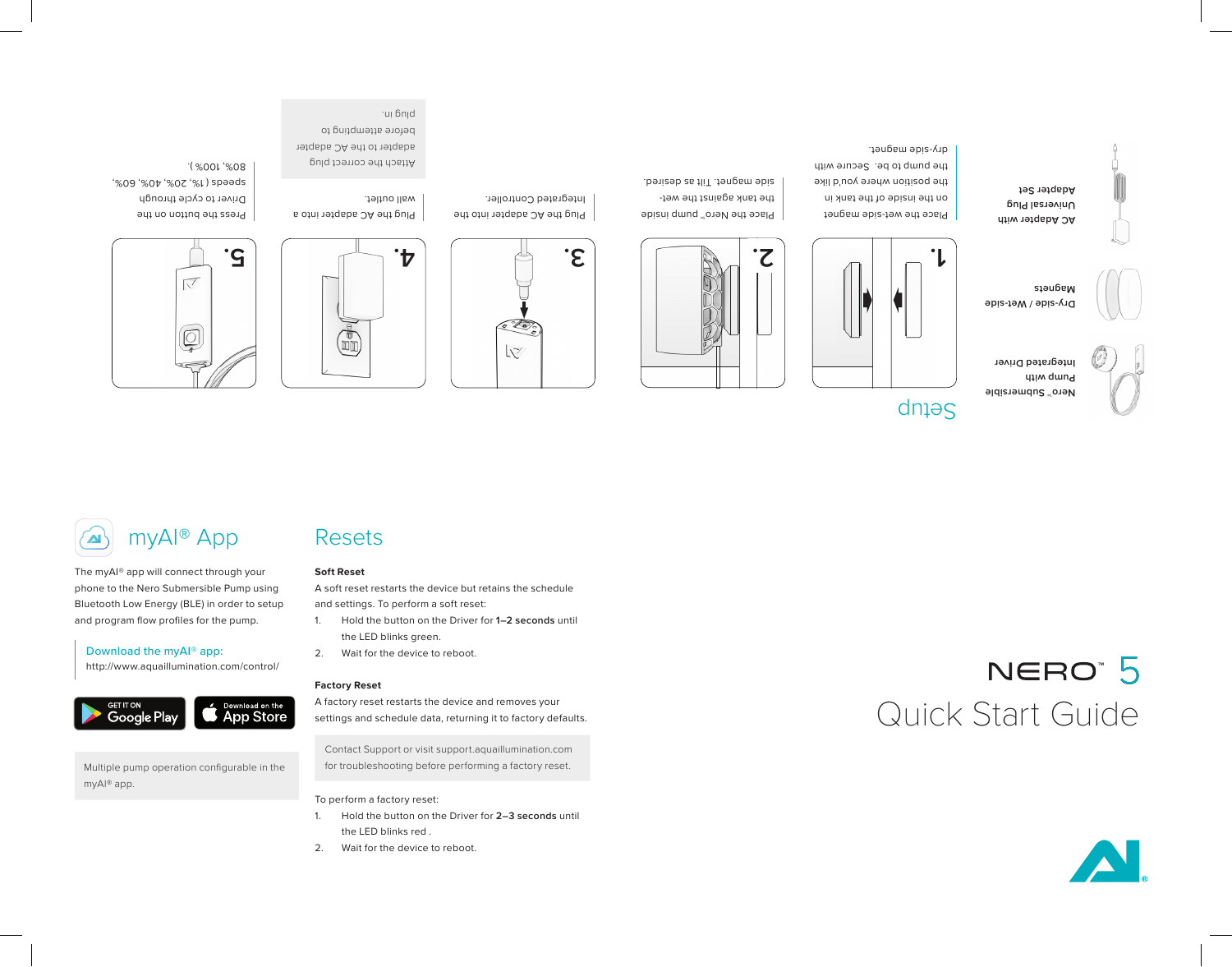# NERO™ 5

# Quick Start Guide

## Setup

- Nero™ Submersible Pump with Integrated Driver
- Dry-side / Wet-side Magnets
- AC Adapter with Universal Plug Adapter Set

1. Place the wet-side magnet on the inside of the tank in the position where you'd like the pump to be. Secure with the dry-side magnet.

2. Place the Nero™ pump inside the tank against the wet-side magnet. Tilt as desired.

3. Plug the AC adapter into the Integrated Controller.

4. Plug the AC adapter into a wall outlet.

   Attach the correct plug adapter to the AC adapter before attempting to plug in.

5. Press the button on the Driver to cycle through speeds ( 1%, 20%, 40%, 60%, 80%, 100% ).

## myAI® App

The myAI® app will connect through your phone to the Nero Submersible Pump using Bluetooth Low Energy (BLE) in order to setup and program flow profiles for the pump.

Download the myAI® app:
http://www.aquaillumination.com/control/

GET IT ON Google Play | Download on the App Store

Multiple pump operation configurable in the myAI® app.

## Resets

**Soft Reset**

A soft reset restarts the device but retains the schedule and settings. To perform a soft reset:

1. Hold the button on the Driver for **1–2 seconds** until the LED blinks green.
2. Wait for the device to reboot.

**Factory Reset**

A factory reset restarts the device and removes your settings and schedule data, returning it to factory defaults.

Contact Support or visit support.aquaillumination.com for troubleshooting before performing a factory reset.

To perform a factory reset:

1. Hold the button on the Driver for **2–3 seconds** until the LED blinks red .
2. Wait for the device to reboot.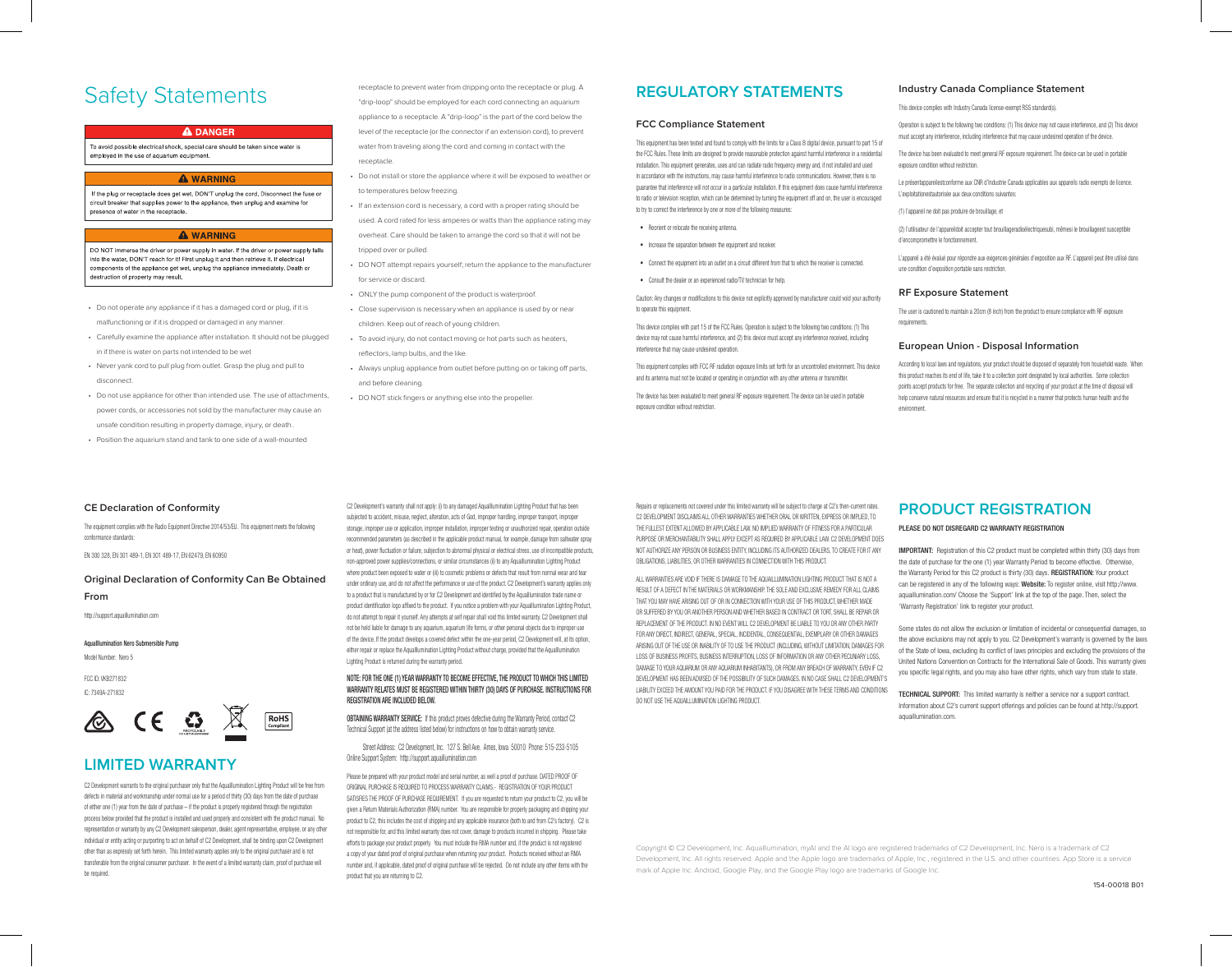# Safety Statements

**⚠ DANGER**

To avoid possible electrical shock, special care should be taken since water is employed in the use of aquarium equipment.

**⚠ WARNING**

If the plug or receptacle does get wet, DON'T unplug the cord. Disconnect the fuse or circuit breaker that supplies power to the appliance, then unplug and examine for presence of water in the receptacle.

**⚠ WARNING**

DO NOT immerse the driver or power supply in water. If the driver or power supply falls into the water, DON'T reach for it! First unplug it and then retrieve it. If electrical components of the appliance get wet, unplug the appliance immediately. Death or destruction of property may result.

- Do not operate any appliance if it has a damaged cord or plug, if it is malfunctioning or if it is dropped or damaged in any manner.
- Carefully examine the appliance after installation. It should not be plugged in if there is water on parts not intended to be wet
- Never yank cord to pull plug from outlet. Grasp the plug and pull to disconnect.
- Do not use appliance for other than intended use. The use of attachments, power cords, or accessories not sold by the manufacturer may cause an unsafe condition resulting in property damage, injury, or death..
- Position the aquarium stand and tank to one side of a wall-mounted receptacle to prevent water from dripping onto the receptacle or plug. A "drip-loop" should be employed for each cord connecting an aquarium appliance to a receptacle. A "drip-loop" is the part of the cord below the level of the receptacle (or the connector if an extension cord), to prevent water from traveling along the cord and coming in contact with the receptacle.
- Do not install or store the appliance where it will be exposed to weather or to temperatures below freezing.
- If an extension cord is necessary, a cord with a proper rating should be used. A cord rated for less amperes or watts than the appliance rating may overheat. Care should be taken to arrange the cord so that it will not be tripped over or pulled.
- DO NOT attempt repairs yourself; return the appliance to the manufacturer for service or discard.
- ONLY the pump component of the product is waterproof.
- Close supervision is necessary when an appliance is used by or near children. Keep out of reach of young children.
- To avoid injury, do not contact moving or hot parts such as heaters, reflectors, lamp bulbs, and the like.
- Always unplug appliance from outlet before putting on or taking off parts, and before cleaning.
- DO NOT stick fingers or anything else into the propeller.

# REGULATORY STATEMENTS

### FCC Compliance Statement

This equipment has been tested and found to comply with the limits for a Class B digital device, pursuant to part 15 of the FCC Rules. These limits are designed to provide reasonable protection against harmful interference in a residential installation. This equipment generates, uses and can radiate radio frequency energy and, if not installed and used in accordance with the instructions, may cause harmful interference to radio communications. However, there is no guarantee that interference will not occur in a particular installation. If this equipment does cause harmful interference to radio or television reception, which can be determined by turning the equipment off and on, the user is encouraged to try to correct the interference by one or more of the following measures:

- Reorient or relocate the receiving antenna.
- Increase the separation between the equipment and receiver.
- Connect the equipment into an outlet on a circuit different from that to which the receiver is connected.
- Consult the dealer or an experienced radio/TV technician for help.

Caution: Any changes or modifications to this device not explicitly approved by manufacturer could void your authority to operate this equipment.

This device complies with part 15 of the FCC Rules. Operation is subject to the following two conditions: (1) This device may not cause harmful interference, and (2) this device must accept any interference received, including interference that may cause undesired operation.

This equipment complies with FCC RF radiation exposure limits set forth for an uncontrolled environment. This device and its antenna must not be located or operating in conjunction with any other antenna or transmitter.

The device has been evaluated to meet general RF exposure requirement. The device can be used in portable exposure condition without restriction.

### Industry Canada Compliance Statement

This device complies with Industry Canada license-exempt RSS standard(s).

Operation is subject to the following two conditions: (1) This device may not cause interference, and (2) This device must accept any interference, including interference that may cause undesired operation of the device.

The device has been evaluated to meet general RF exposure requirement. The device can be used in portable exposure condition without restriction.

Le présentappareilestconforme aux CNR d'Industrie Canada applicables aux appareils radio exempts de licence. L'exploitationestautorisée aux deux conditions suivantes:

(1) l'appareil ne doit pas produire de brouillage, et

(2) l'utilisateur de l'appareildoit accepter tout brouillageradioélectriquesubi, mêmesi le brouillageest susceptible d'encompromettre le fonctionnement.

L'appareil a été évalué pour répondre aux exigences générales d'exposition aux RF. L'appareil peut être utilisé dans une condition d'exposition portable sans restriction.

### RF Exposure Statement

The user is cautioned to maintain a 20cm (8 inch) from the product to ensure compliance with RF exposure requirements.

### European Union - Disposal Information

According to local laws and regulations, your product should be disposed of separately from household waste. When this product reaches its end of life, take it to a collection point designated by local authorities. Some collection points accept products for free. The separate collection and recycling of your product at the time of disposal will help conserve natural resources and ensure that it is recycled in a manner that protects human health and the environment.

### CE Declaration of Conformity

The equipment complies with the Radio Equipment Directive 2014/53/EU. This equipment meets the following conformance standards:

EN 300 328, EN 301 489-1, EN 301 489-17, EN 62479, EN 60950

### Original Declaration of Conformity Can Be Obtained From

http://support.aquaillumination.com

Aquaillumination Nero Submersible Pump

Model Number: Nero 5

FCC ID: VKB271832

IC: 7349A-271832

RECYCLABLE

RoHS Compliant

# LIMITED WARRANTY

C2 Development warrants to the original purchaser only that the AquaIllumination Lighting Product will be free from defects in material and workmanship under normal use for a period of thirty (30) days from the date of purchase of either one (1) year from the date of purchase – if the product is properly registered through the registration process below provided that the product is installed and used properly and consistent with the product manual. No representation or warranty by any C2 Development salesperson, dealer, agent representative, employee, or any other individual or entity acting or purporting to act on behalf of C2 Development, shall be binding upon C2 Development other than as expressly set forth herein. This limited warranty applies only to the original purchaser and is not transferable from the original consumer purchaser. In the event of a limited warranty claim, proof of purchase will be required.

C2 Development's warranty shall not apply: (i) to any damaged AquaIllumination Lighting Product that has been subjected to accident, misuse, neglect, alteration, acts of God, improper handling, improper transport, improper storage, improper use or application, improper installation, improper testing or unauthorized repair, operation outside recommended parameters (as described in the applicable product manual, for example, damage from saltwater spray or heat), power fluctuation or failure, subjection to abnormal physical or electrical stress, use of incompatible products, non-approved power supplies/connections, or similar circumstances (ii) to any AquaIllumination Lighting Product where product been exposed to water or (iii) to cosmetic problems or defects that result from normal wear and tear under ordinary use, and do not affect the performance or use of the product. C2 Development's warranty applies only to a product that is manufactured by or for C2 Development and identified by the AquaIllumination trade name or product identification logo affixed to the product. If you notice a problem with your AquaIllumination Lighting Product, do not attempt to repair it yourself. Any attempts at self repair shall void this limited warranty. C2 Development shall not be held liable for damage to any aquarium, aquarium life forms, or other personal objects due to improper use of the device. If the product develops a covered defect within the one-year period, C2 Development will, at its option, either repair or replace the AquaIllumination Lighting Product without charge, provided that the AquaIllumination Lighting Product is returned during the warranty period.

NOTE: FOR THE ONE (1) YEAR WARRANTY TO BECOME EFFECTIVE, THE PRODUCT TO WHICH THIS LIMITED WARRANTY RELATES MUST BE REGISTERED WITHIN THIRTY (30) DAYS OF PURCHASE. INSTRUCTIONS FOR REGISTRATION ARE INCLUDED BELOW.

**OBTAINING WARRANTY SERVICE:** If this product proves defective during the Warranty Period, contact C2 Technical Support (at the address listed below) for instructions on how to obtain warranty service.

Street Address: C2 Development, Inc. 127 S. Bell Ave. Ames, Iowa 50010 Phone: 515-233-5105 Online Support System: http://support.aquaillumination.com

Please be prepared with your product model and serial number, as well a proof of purchase. DATED PROOF OF ORIGINAL PURCHASE IS REQUIRED TO PROCESS WARRANTY CLAIMS.- REGISTRATION OF YOUR PRODUCT SATISFIES THE PROOF OF PURCHASE REQUIREMENT. If you are requested to return your product to C2, you will be given a Return Materials Authorization (RMA) number. You are responsible for properly packaging and shipping your product to C2, this includes the cost of shipping and any applicable insurance (both to and from C2's factory). C2 is not responsible for, and this limited warranty does not cover, damage to products incurred in shipping. Please take efforts to package your product properly. You must include the RMA number and, if the product is not registered a copy of your dated proof of original purchase when returning your product. Products received without an RMA number and, if applicable, dated proof of original purchase will be rejected. Do not include any other items with the product that you are returning to C2.

Repairs or replacements not covered under this limited warranty will be subject to charge at C2's then-current rates. C2 DEVELOPMENT DISCLAIMS ALL OTHER WARRANTIES WHETHER ORAL OR WRITTEN, EXPRESS OR IMPLIED, TO THE FULLEST EXTENT ALLOWED BY APPLICABLE LAW. NO IMPLIED WARRANTY OF FITNESS FOR A PARTICULAR PURPOSE OR MERCHANTABILITY SHALL APPLY EXCEPT AS REQUIRED BY APPLICABLE LAW. C2 DEVELOPMENT DOES NOT AUTHORIZE ANY PERSON OR BUSINESS ENTITY, INCLUDING ITS AUTHORIZED DEALERS, TO CREATE FOR IT ANY OBLIGATIONS, LIABILITIES, OR OTHER WARRANTIES IN CONNECTION WITH THIS PRODUCT.

ALL WARRANTIES ARE VOID IF THERE IS DAMAGE TO THE AQUAILLUMINATION LIGHTING PRODUCT THAT IS NOT A RESULT OF A DEFECT IN THE MATERIALS OR WORKMANSHIP. THE SOLE AND EXCLUSIVE REMEDY FOR ALL CLAIMS THAT YOU MAY HAVE ARISING OUT OF OR IN CONNECTION WITH YOUR USE OF THIS PRODUCT, WHETHER MADE OR SUFFERED BY YOU OR ANOTHER PERSON AND WHETHER BASED IN CONTRACT OR TORT, SHALL BE REPAIR OR REPLACEMENT OF THE PRODUCT. IN NO EVENT WILL C2 DEVELOPMENT BE LIABLE TO YOU OR ANY OTHER PARTY FOR ANY DIRECT, INDIRECT, GENERAL, SPECIAL, INCIDENTAL, CONSEQUENTIAL, EXEMPLARY OR OTHER DAMAGES ARISING OUT OF THE USE OR INABILITY OF TO USE THE PRODUCT (INCLUDING, WITHOUT LIMITATION, DAMAGES FOR LOSS OF BUSINESS PROFITS, BUSINESS INTERRUPTION, LOSS OF INFORMATION OR ANY OTHER PECUNIARY LOSS, DAMAGE TO YOUR AQUARIUM OR ANY AQUARIUM INHABITANTS), OR FROM ANY BREACH OF WARRANTY, EVEN IF C2 DEVELOPMENT HAS BEEN ADVISED OF THE POSSIBILITY OF SUCH DAMAGES. IN NO CASE SHALL C2 DEVELOPMENT'S LIABILITY EXCEED THE AMOUNT YOU PAID FOR THE PRODUCT. IF YOU DISAGREE WITH THESE TERMS AND CONDITIONS DO NOT USE THE AQUAILLUMINATION LIGHTING PRODUCT.

# PRODUCT REGISTRATION

**PLEASE DO NOT DISREGARD C2 WARRANTY REGISTRATION**

**IMPORTANT:** Registration of this C2 product must be completed within thirty (30) days from the date of purchase for the one (1) year Warranty Period to become effective. Otherwise, the Warranty Period for this C2 product is thirty (30) days. **REGISTRATION:** Your product can be registered in any of the following ways: **Website:** To register online, visit http://www.aquaillumination.com/ Choose the 'Support' link at the top of the page. Then, select the 'Warranty Registration' link to register your product.

Some states do not allow the exclusion or limitation of incidental or consequential damages, so the above exclusions may not apply to you. C2 Development's warranty is governed by the laws of the State of Iowa, excluding its conflict of laws principles and excluding the provisions of the United Nations Convention on Contracts for the International Sale of Goods. This warranty gives you specific legal rights, and you may also have other rights, which vary from state to state.

**TECHNICAL SUPPORT:** This limited warranty is neither a service nor a support contract. Information about C2's current support offerings and policies can be found at http://support.aquaillumination.com.

Copyright © C2 Development, Inc. AquaIllumination, myAI and the AI logo are registered trademarks of C2 Development, Inc. Nero is a trademark of C2 Development, Inc. All rights reserved. Apple and the Apple logo are trademarks of Apple, Inc., registered in the U.S. and other countries. App Store is a service mark of Apple Inc. Android, Google Play, and the Google Play logo are trademarks of Google Inc.

154-00018 B01